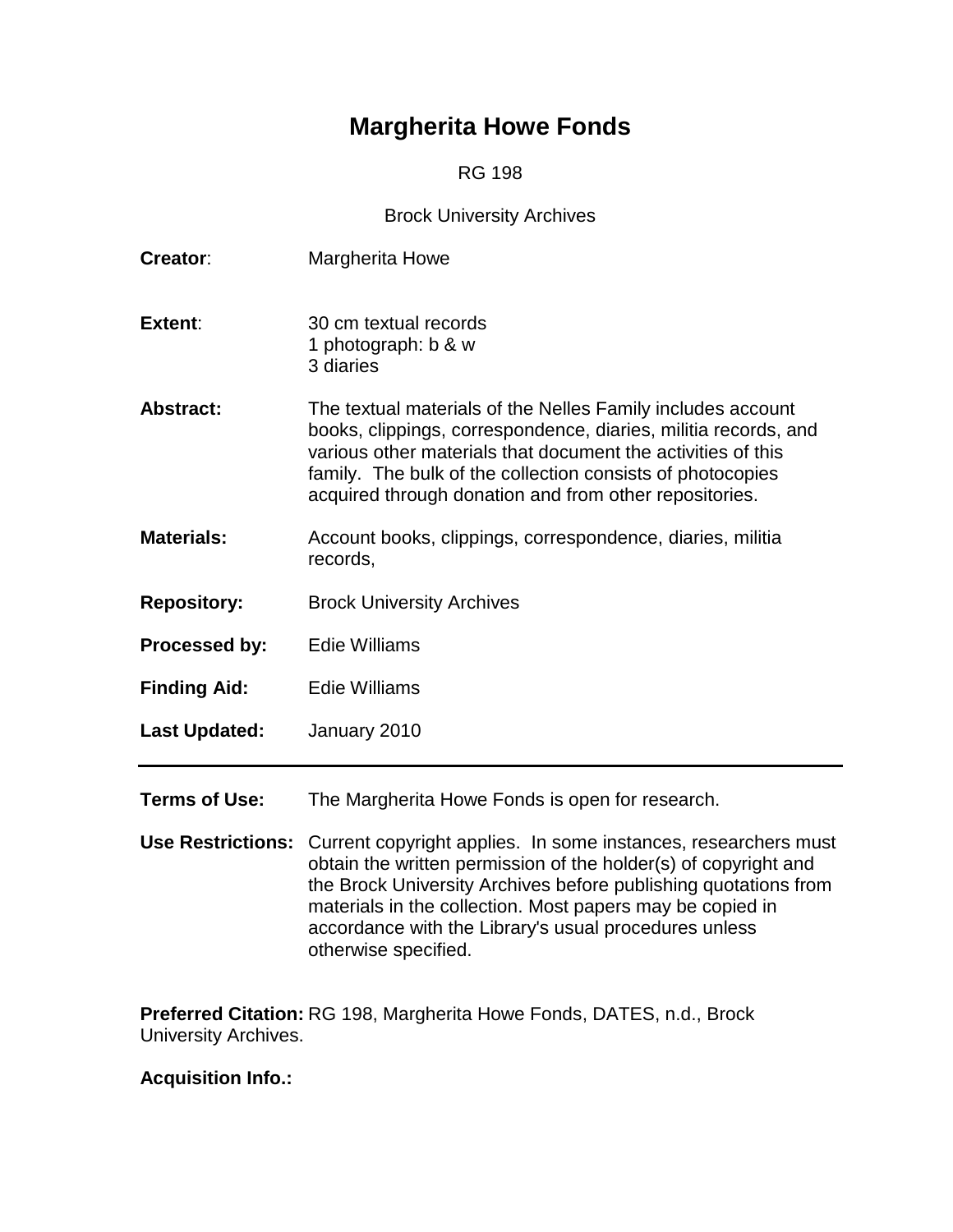# Margherita Howe Fonds

RG 198

Brock University Archives

**Creator**: Margherita Howe

**Extent**: 30 cm textual records
1 photograph: b & w
3 diaries

**Abstract:** The textual materials of the Nelles Family includes account books, clippings, correspondence, diaries, militia records, and various other materials that document the activities of this family. The bulk of the collection consists of photocopies acquired through donation and from other repositories.

**Materials:** Account books, clippings, correspondence, diaries, militia records,

**Repository:** Brock University Archives

**Processed by:** Edie Williams

**Finding Aid:** Edie Williams

**Last Updated:** January 2010

---

**Terms of Use:** The Margherita Howe Fonds is open for research.

**Use Restrictions:** Current copyright applies. In some instances, researchers must obtain the written permission of the holder(s) of copyright and the Brock University Archives before publishing quotations from materials in the collection. Most papers may be copied in accordance with the Library's usual procedures unless otherwise specified.

**Preferred Citation:** RG 198, Margherita Howe Fonds, DATES, n.d., Brock University Archives.

**Acquisition Info.:**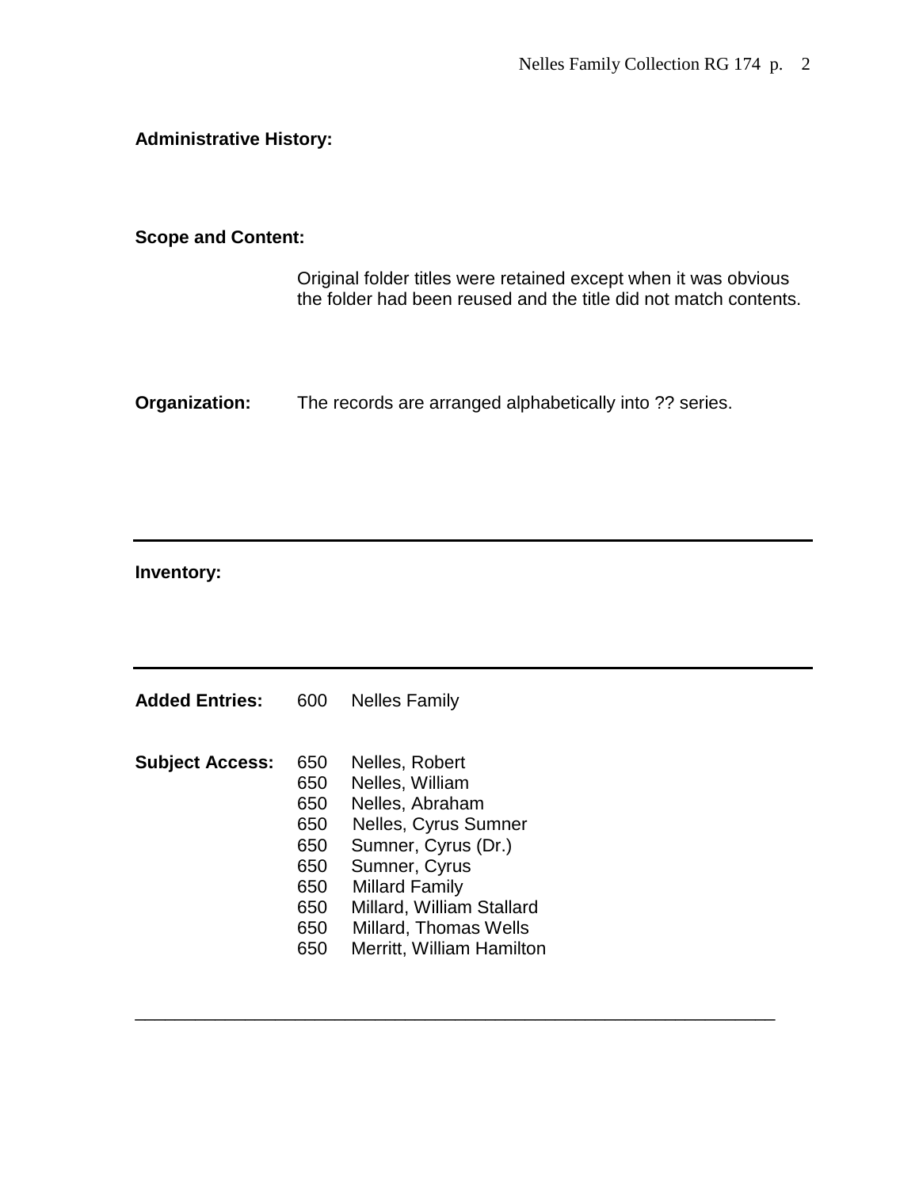**Administrative History:**

**Scope and Content:**

Original folder titles were retained except when it was obvious the folder had been reused and the title did not match contents.

**Organization:** The records are arranged alphabetically into ?? series.

---

**Inventory:**

---

**Added Entries:** 600 Nelles Family

**Subject Access:**

650 Nelles, Robert
650 Nelles, William
650 Nelles, Abraham
650 Nelles, Cyrus Sumner
650 Sumner, Cyrus (Dr.)
650 Sumner, Cyrus
650 Millard Family
650 Millard, William Stallard
650 Millard, Thomas Wells
650 Merritt, William Hamilton

---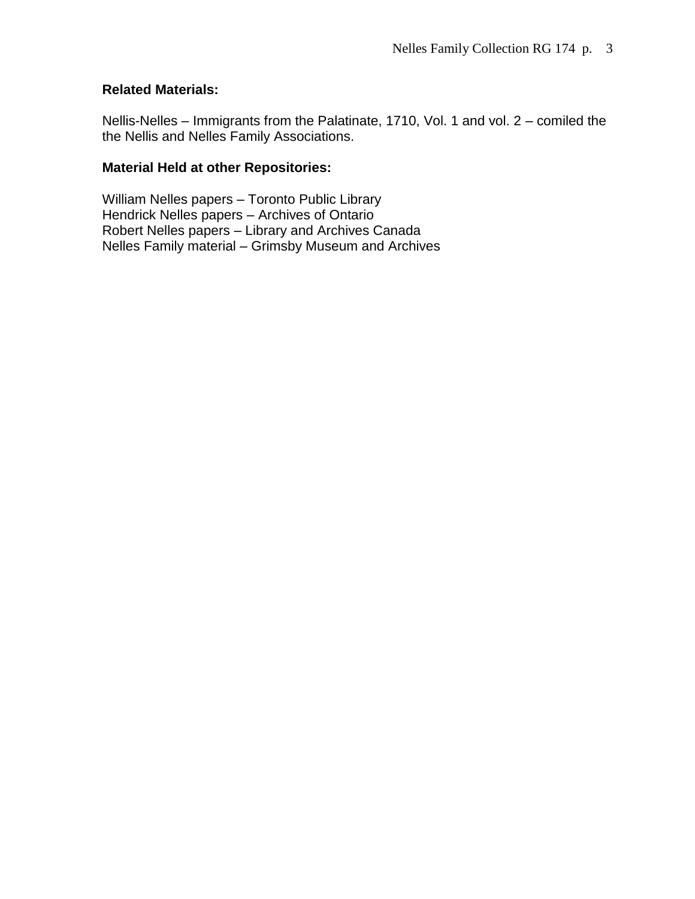**Related Materials:**

Nellis-Nelles – Immigrants from the Palatinate, 1710, Vol. 1 and vol. 2 – comiled the the Nellis and Nelles Family Associations.

**Material Held at other Repositories:**

William Nelles papers – Toronto Public Library
Hendrick Nelles papers – Archives of Ontario
Robert Nelles papers – Library and Archives Canada
Nelles Family material – Grimsby Museum and Archives